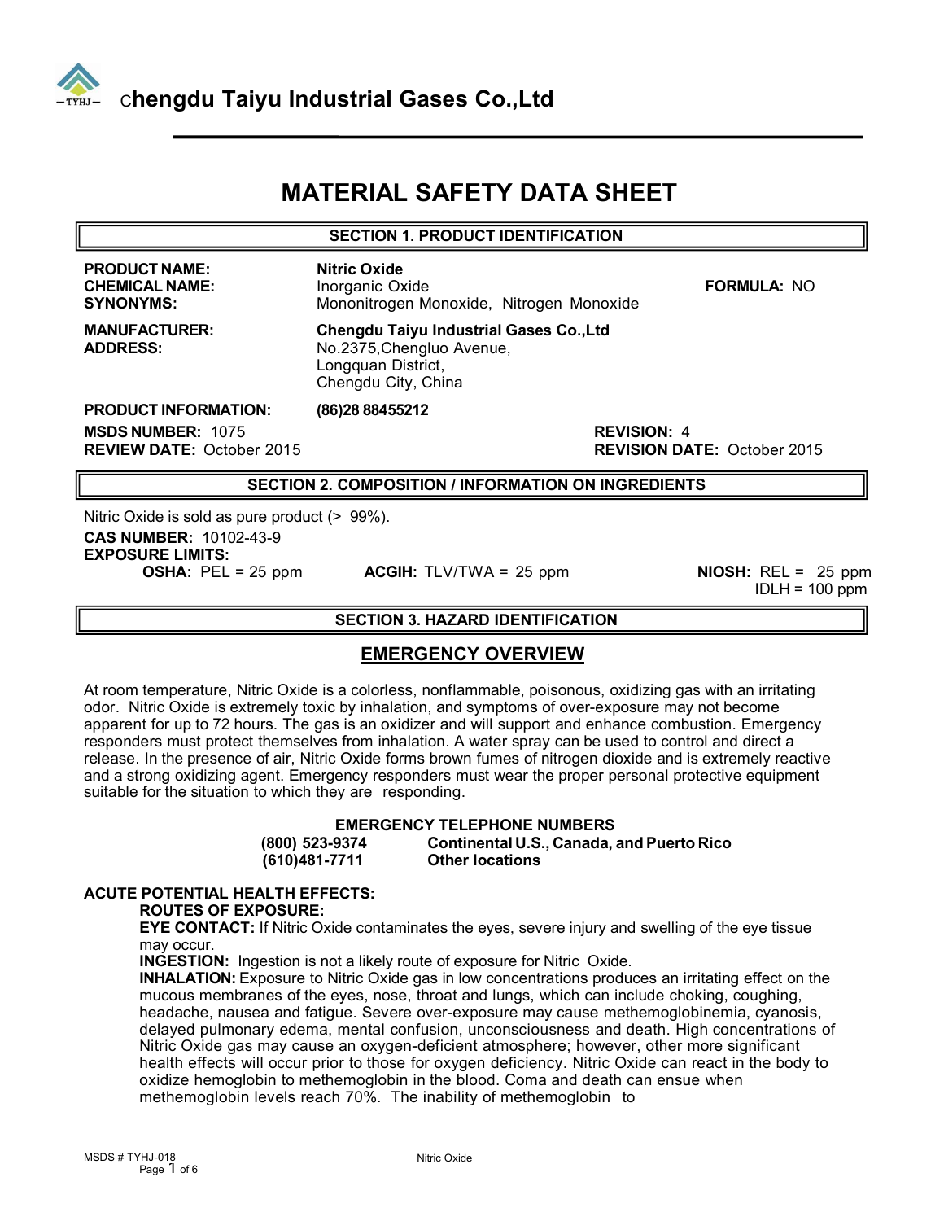# Chengdu Taiyu Industrial Gases Co.,Ltd

# MATERIAL SAFETY DATA SHEET

## SECTION 1. PRODUCT IDENTIFICATION

**PRODUCT NAME:** **Nitric Oxide**
**CHEMICAL NAME:** Inorganic Oxide **FORMULA:** NO
**SYNONYMS:** Mononitrogen Monoxide, Nitrogen Monoxide

**MANUFACTURER:** **Chengdu Taiyu Industrial Gases Co.,Ltd**
**ADDRESS:** No.2375,Chengluo Avenue,
Longquan District,
Chengdu City, China

**PRODUCT INFORMATION:** **(86)28 88455212**

**MSDS NUMBER:** 1075 **REVISION:** 4
**REVIEW DATE:** October 2015 **REVISION DATE:** October 2015

## SECTION 2. COMPOSITION / INFORMATION ON INGREDIENTS

Nitric Oxide is sold as pure product (> 99%).

**CAS NUMBER:** 10102-43-9

**EXPOSURE LIMITS:**

**OSHA:** PEL = 25 ppm **ACGIH:** TLV/TWA = 25 ppm **NIOSH:** REL = 25 ppm
IDLH = 100 ppm

## SECTION 3. HAZARD IDENTIFICATION

### EMERGENCY OVERVIEW

At room temperature, Nitric Oxide is a colorless, nonflammable, poisonous, oxidizing gas with an irritating odor. Nitric Oxide is extremely toxic by inhalation, and symptoms of over-exposure may not become apparent for up to 72 hours. The gas is an oxidizer and will support and enhance combustion. Emergency responders must protect themselves from inhalation. A water spray can be used to control and direct a release. In the presence of air, Nitric Oxide forms brown fumes of nitrogen dioxide and is extremely reactive and a strong oxidizing agent. Emergency responders must wear the proper personal protective equipment suitable for the situation to which they are responding.

**EMERGENCY TELEPHONE NUMBERS**

| | |
|---|---|
| **(800) 523-9374** | **Continental U.S., Canada, and Puerto Rico** |
| **(610)481-7711** | **Other locations** |

**ACUTE POTENTIAL HEALTH EFFECTS:**

**ROUTES OF EXPOSURE:**

**EYE CONTACT:** If Nitric Oxide contaminates the eyes, severe injury and swelling of the eye tissue may occur.

**INGESTION:** Ingestion is not a likely route of exposure for Nitric Oxide.

**INHALATION:** Exposure to Nitric Oxide gas in low concentrations produces an irritating effect on the mucous membranes of the eyes, nose, throat and lungs, which can include choking, coughing, headache, nausea and fatigue. Severe over-exposure may cause methemoglobinemia, cyanosis, delayed pulmonary edema, mental confusion, unconsciousness and death. High concentrations of Nitric Oxide gas may cause an oxygen-deficient atmosphere; however, other more significant health effects will occur prior to those for oxygen deficiency. Nitric Oxide can react in the body to oxidize hemoglobin to methemoglobin in the blood. Coma and death can ensue when methemoglobin levels reach 70%. The inability of methemoglobin to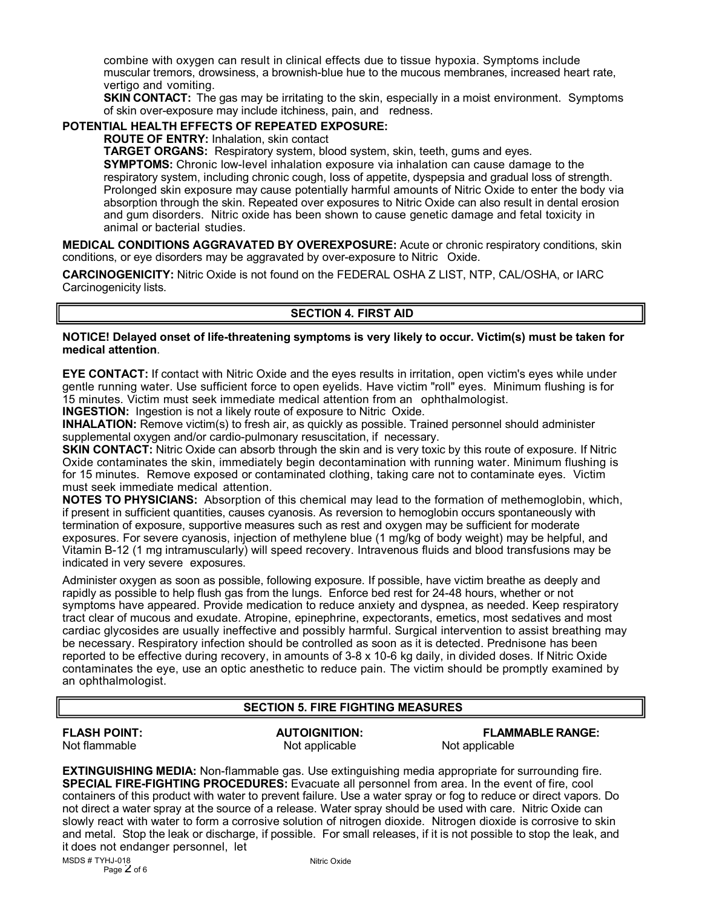combine with oxygen can result in clinical effects due to tissue hypoxia. Symptoms include muscular tremors, drowsiness, a brownish-blue hue to the mucous membranes, increased heart rate, vertigo and vomiting.

**SKIN CONTACT:** The gas may be irritating to the skin, especially in a moist environment. Symptoms of skin over-exposure may include itchiness, pain, and redness.

**POTENTIAL HEALTH EFFECTS OF REPEATED EXPOSURE:**

**ROUTE OF ENTRY:** Inhalation, skin contact

**TARGET ORGANS:** Respiratory system, blood system, skin, teeth, gums and eyes.

**SYMPTOMS:** Chronic low-level inhalation exposure via inhalation can cause damage to the respiratory system, including chronic cough, loss of appetite, dyspepsia and gradual loss of strength. Prolonged skin exposure may cause potentially harmful amounts of Nitric Oxide to enter the body via absorption through the skin. Repeated over exposures to Nitric Oxide can also result in dental erosion and gum disorders. Nitric oxide has been shown to cause genetic damage and fetal toxicity in animal or bacterial studies.

**MEDICAL CONDITIONS AGGRAVATED BY OVEREXPOSURE:** Acute or chronic respiratory conditions, skin conditions, or eye disorders may be aggravated by over-exposure to Nitric Oxide.

**CARCINOGENICITY:** Nitric Oxide is not found on the FEDERAL OSHA Z LIST, NTP, CAL/OSHA, or IARC Carcinogenicity lists.

## SECTION 4. FIRST AID

**NOTICE! Delayed onset of life-threatening symptoms is very likely to occur. Victim(s) must be taken for medical attention**.

**EYE CONTACT:** If contact with Nitric Oxide and the eyes results in irritation, open victim's eyes while under gentle running water. Use sufficient force to open eyelids. Have victim "roll" eyes. Minimum flushing is for 15 minutes. Victim must seek immediate medical attention from an ophthalmologist.

**INGESTION:** Ingestion is not a likely route of exposure to Nitric Oxide.

**INHALATION:** Remove victim(s) to fresh air, as quickly as possible. Trained personnel should administer supplemental oxygen and/or cardio-pulmonary resuscitation, if necessary.

**SKIN CONTACT:** Nitric Oxide can absorb through the skin and is very toxic by this route of exposure. If Nitric Oxide contaminates the skin, immediately begin decontamination with running water. Minimum flushing is for 15 minutes. Remove exposed or contaminated clothing, taking care not to contaminate eyes. Victim must seek immediate medical attention.

**NOTES TO PHYSICIANS:** Absorption of this chemical may lead to the formation of methemoglobin, which, if present in sufficient quantities, causes cyanosis. As reversion to hemoglobin occurs spontaneously with termination of exposure, supportive measures such as rest and oxygen may be sufficient for moderate exposures. For severe cyanosis, injection of methylene blue (1 mg/kg of body weight) may be helpful, and Vitamin B-12 (1 mg intramuscularly) will speed recovery. Intravenous fluids and blood transfusions may be indicated in very severe exposures.

Administer oxygen as soon as possible, following exposure. If possible, have victim breathe as deeply and rapidly as possible to help flush gas from the lungs. Enforce bed rest for 24-48 hours, whether or not symptoms have appeared. Provide medication to reduce anxiety and dyspnea, as needed. Keep respiratory tract clear of mucous and exudate. Atropine, epinephrine, expectorants, emetics, most sedatives and most cardiac glycosides are usually ineffective and possibly harmful. Surgical intervention to assist breathing may be necessary. Respiratory infection should be controlled as soon as it is detected. Prednisone has been reported to be effective during recovery, in amounts of 3-8 x 10-6 kg daily, in divided doses. If Nitric Oxide contaminates the eye, use an optic anesthetic to reduce pain. The victim should be promptly examined by an ophthalmologist.

## SECTION 5. FIRE FIGHTING MEASURES

| FLASH POINT: | AUTOIGNITION: | FLAMMABLE RANGE: |
|---|---|---|
| Not flammable | Not applicable | Not applicable |

**EXTINGUISHING MEDIA:** Non-flammable gas. Use extinguishing media appropriate for surrounding fire.

**SPECIAL FIRE-FIGHTING PROCEDURES:** Evacuate all personnel from area. In the event of fire, cool containers of this product with water to prevent failure. Use a water spray or fog to reduce or direct vapors. Do not direct a water spray at the source of a release. Water spray should be used with care. Nitric Oxide can slowly react with water to form a corrosive solution of nitrogen dioxide. Nitrogen dioxide is corrosive to skin and metal. Stop the leak or discharge, if possible. For small releases, if it is not possible to stop the leak, and it does not endanger personnel, let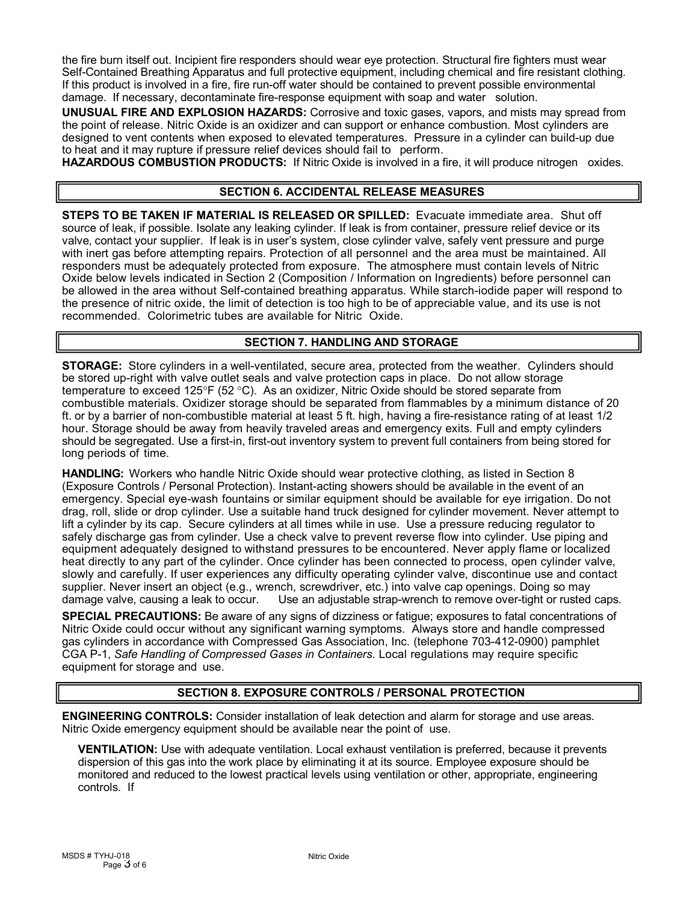the fire burn itself out. Incipient fire responders should wear eye protection. Structural fire fighters must wear Self-Contained Breathing Apparatus and full protective equipment, including chemical and fire resistant clothing. If this product is involved in a fire, fire run-off water should be contained to prevent possible environmental damage. If necessary, decontaminate fire-response equipment with soap and water solution.

**UNUSUAL FIRE AND EXPLOSION HAZARDS:** Corrosive and toxic gases, vapors, and mists may spread from the point of release. Nitric Oxide is an oxidizer and can support or enhance combustion. Most cylinders are designed to vent contents when exposed to elevated temperatures. Pressure in a cylinder can build-up due to heat and it may rupture if pressure relief devices should fail to perform.

**HAZARDOUS COMBUSTION PRODUCTS:** If Nitric Oxide is involved in a fire, it will produce nitrogen oxides.

## SECTION 6. ACCIDENTAL RELEASE MEASURES

**STEPS TO BE TAKEN IF MATERIAL IS RELEASED OR SPILLED:** Evacuate immediate area. Shut off source of leak, if possible. Isolate any leaking cylinder. If leak is from container, pressure relief device or its valve, contact your supplier. If leak is in user's system, close cylinder valve, safely vent pressure and purge with inert gas before attempting repairs. Protection of all personnel and the area must be maintained. All responders must be adequately protected from exposure. The atmosphere must contain levels of Nitric Oxide below levels indicated in Section 2 (Composition / Information on Ingredients) before personnel can be allowed in the area without Self-contained breathing apparatus. While starch-iodide paper will respond to the presence of nitric oxide, the limit of detection is too high to be of appreciable value, and its use is not recommended. Colorimetric tubes are available for Nitric Oxide.

## SECTION 7. HANDLING AND STORAGE

**STORAGE:** Store cylinders in a well-ventilated, secure area, protected from the weather. Cylinders should be stored up-right with valve outlet seals and valve protection caps in place. Do not allow storage temperature to exceed 125°F (52 °C). As an oxidizer, Nitric Oxide should be stored separate from combustible materials. Oxidizer storage should be separated from flammables by a minimum distance of 20 ft. or by a barrier of non-combustible material at least 5 ft. high, having a fire-resistance rating of at least 1/2 hour. Storage should be away from heavily traveled areas and emergency exits. Full and empty cylinders should be segregated. Use a first-in, first-out inventory system to prevent full containers from being stored for long periods of time.

**HANDLING:** Workers who handle Nitric Oxide should wear protective clothing, as listed in Section 8 (Exposure Controls / Personal Protection). Instant-acting showers should be available in the event of an emergency. Special eye-wash fountains or similar equipment should be available for eye irrigation. Do not drag, roll, slide or drop cylinder. Use a suitable hand truck designed for cylinder movement. Never attempt to lift a cylinder by its cap. Secure cylinders at all times while in use. Use a pressure reducing regulator to safely discharge gas from cylinder. Use a check valve to prevent reverse flow into cylinder. Use piping and equipment adequately designed to withstand pressures to be encountered. Never apply flame or localized heat directly to any part of the cylinder. Once cylinder has been connected to process, open cylinder valve, slowly and carefully. If user experiences any difficulty operating cylinder valve, discontinue use and contact supplier. Never insert an object (e.g., wrench, screwdriver, etc.) into valve cap openings. Doing so may damage valve, causing a leak to occur. Use an adjustable strap-wrench to remove over-tight or rusted caps.

**SPECIAL PRECAUTIONS:** Be aware of any signs of dizziness or fatigue; exposures to fatal concentrations of Nitric Oxide could occur without any significant warning symptoms. Always store and handle compressed gas cylinders in accordance with Compressed Gas Association, Inc. (telephone 703-412-0900) pamphlet CGA P-1, *Safe Handling of Compressed Gases in Containers*. Local regulations may require specific equipment for storage and use.

## SECTION 8. EXPOSURE CONTROLS / PERSONAL PROTECTION

**ENGINEERING CONTROLS:** Consider installation of leak detection and alarm for storage and use areas. Nitric Oxide emergency equipment should be available near the point of use.

**VENTILATION:** Use with adequate ventilation. Local exhaust ventilation is preferred, because it prevents dispersion of this gas into the work place by eliminating it at its source. Employee exposure should be monitored and reduced to the lowest practical levels using ventilation or other, appropriate, engineering controls. If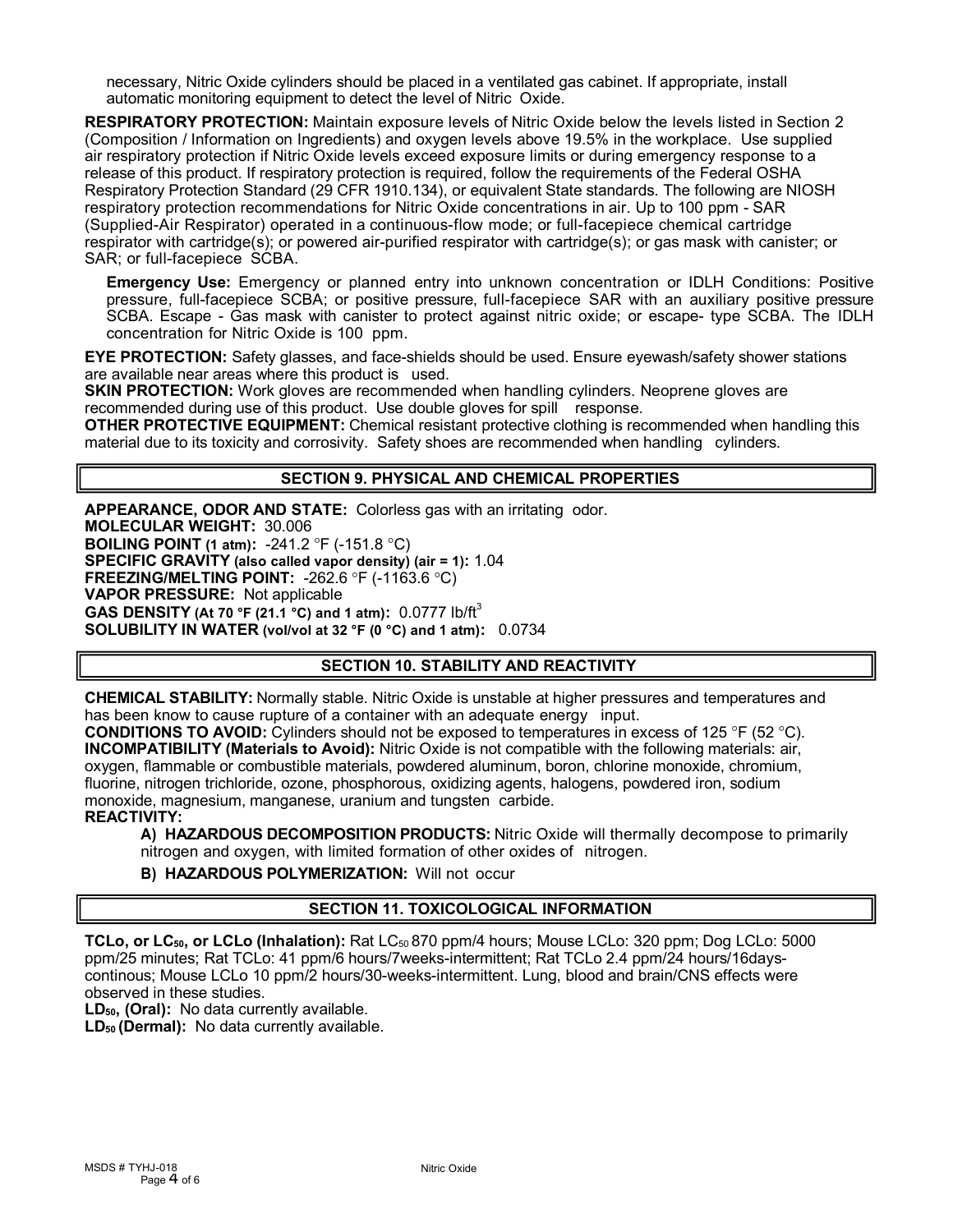necessary, Nitric Oxide cylinders should be placed in a ventilated gas cabinet. If appropriate, install automatic monitoring equipment to detect the level of Nitric Oxide.

**RESPIRATORY PROTECTION:** Maintain exposure levels of Nitric Oxide below the levels listed in Section 2 (Composition / Information on Ingredients) and oxygen levels above 19.5% in the workplace. Use supplied air respiratory protection if Nitric Oxide levels exceed exposure limits or during emergency response to a release of this product. If respiratory protection is required, follow the requirements of the Federal OSHA Respiratory Protection Standard (29 CFR 1910.134), or equivalent State standards. The following are NIOSH respiratory protection recommendations for Nitric Oxide concentrations in air. Up to 100 ppm - SAR (Supplied-Air Respirator) operated in a continuous-flow mode; or full-facepiece chemical cartridge respirator with cartridge(s); or powered air-purified respirator with cartridge(s); or gas mask with canister; or SAR; or full-facepiece SCBA.

**Emergency Use:** Emergency or planned entry into unknown concentration or IDLH Conditions: Positive pressure, full-facepiece SCBA; or positive pressure, full-facepiece SAR with an auxiliary positive pressure SCBA. Escape - Gas mask with canister to protect against nitric oxide; or escape- type SCBA. The IDLH concentration for Nitric Oxide is 100 ppm.

**EYE PROTECTION:** Safety glasses, and face-shields should be used. Ensure eyewash/safety shower stations are available near areas where this product is used.

**SKIN PROTECTION:** Work gloves are recommended when handling cylinders. Neoprene gloves are recommended during use of this product. Use double gloves for spill response.

**OTHER PROTECTIVE EQUIPMENT:** Chemical resistant protective clothing is recommended when handling this material due to its toxicity and corrosivity. Safety shoes are recommended when handling cylinders.

## SECTION 9. PHYSICAL AND CHEMICAL PROPERTIES

**APPEARANCE, ODOR AND STATE:** Colorless gas with an irritating odor.
**MOLECULAR WEIGHT:** 30.006
**BOILING POINT (1 atm):** -241.2 °F (-151.8 °C)
**SPECIFIC GRAVITY (also called vapor density) (air = 1):** 1.04
**FREEZING/MELTING POINT:** -262.6 °F (-1163.6 °C)
**VAPOR PRESSURE:** Not applicable
**GAS DENSITY (At 70 °F (21.1 °C) and 1 atm):** 0.0777 lb/ft$^3$
**SOLUBILITY IN WATER (vol/vol at 32 °F (0 °C) and 1 atm):** 0.0734

## SECTION 10. STABILITY AND REACTIVITY

**CHEMICAL STABILITY:** Normally stable. Nitric Oxide is unstable at higher pressures and temperatures and has been know to cause rupture of a container with an adequate energy input.
**CONDITIONS TO AVOID:** Cylinders should not be exposed to temperatures in excess of 125 °F (52 °C).
**INCOMPATIBILITY (Materials to Avoid):** Nitric Oxide is not compatible with the following materials: air, oxygen, flammable or combustible materials, powdered aluminum, boron, chlorine monoxide, chromium, fluorine, nitrogen trichloride, ozone, phosphorous, oxidizing agents, halogens, powdered iron, sodium monoxide, magnesium, manganese, uranium and tungsten carbide.
**REACTIVITY:**

**A) HAZARDOUS DECOMPOSITION PRODUCTS:** Nitric Oxide will thermally decompose to primarily nitrogen and oxygen, with limited formation of other oxides of nitrogen.

**B) HAZARDOUS POLYMERIZATION:** Will not occur

## SECTION 11. TOXICOLOGICAL INFORMATION

**TCLo, or $LC_{50}$, or LCLo (Inhalation):** Rat $LC_{50}$ 870 ppm/4 hours; Mouse LCLo: 320 ppm; Dog LCLo: 5000 ppm/25 minutes; Rat TCLo: 41 ppm/6 hours/7weeks-intermittent; Rat TCLo 2.4 ppm/24 hours/16days-continous; Mouse LCLo 10 ppm/2 hours/30-weeks-intermittent. Lung, blood and brain/CNS effects were observed in these studies.
**$LD_{50}$, (Oral):** No data currently available.
**$LD_{50}$ (Dermal):** No data currently available.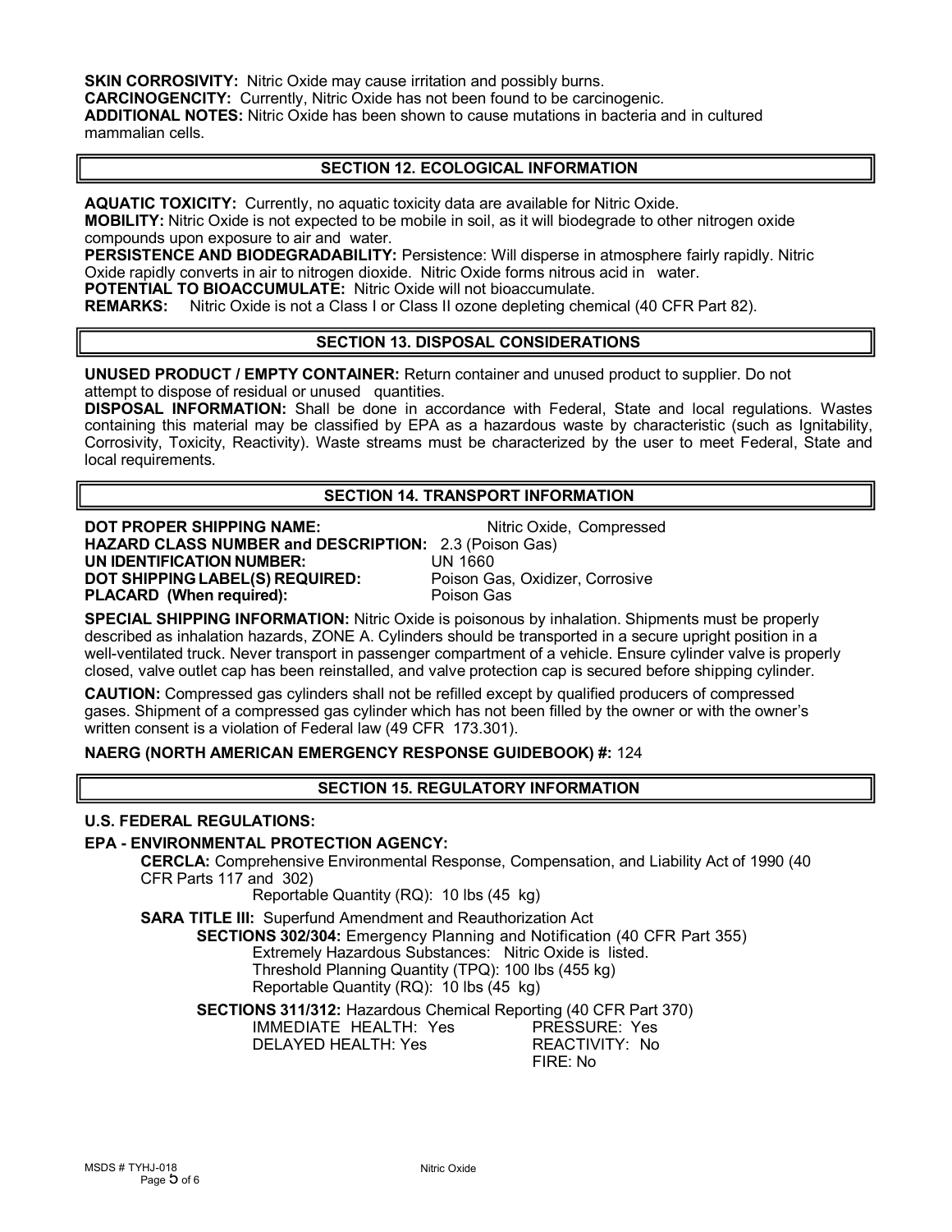**SKIN CORROSIVITY:** Nitric Oxide may cause irritation and possibly burns.
**CARCINOGENCITY:** Currently, Nitric Oxide has not been found to be carcinogenic.
**ADDITIONAL NOTES:** Nitric Oxide has been shown to cause mutations in bacteria and in cultured mammalian cells.

## SECTION 12. ECOLOGICAL INFORMATION

**AQUATIC TOXICITY:** Currently, no aquatic toxicity data are available for Nitric Oxide.
**MOBILITY:** Nitric Oxide is not expected to be mobile in soil, as it will biodegrade to other nitrogen oxide compounds upon exposure to air and water.
**PERSISTENCE AND BIODEGRADABILITY:** Persistence: Will disperse in atmosphere fairly rapidly. Nitric Oxide rapidly converts in air to nitrogen dioxide. Nitric Oxide forms nitrous acid in water.
**POTENTIAL TO BIOACCUMULATE:** Nitric Oxide will not bioaccumulate.
**REMARKS:** Nitric Oxide is not a Class I or Class II ozone depleting chemical (40 CFR Part 82).

## SECTION 13. DISPOSAL CONSIDERATIONS

**UNUSED PRODUCT / EMPTY CONTAINER:** Return container and unused product to supplier. Do not attempt to dispose of residual or unused quantities.
**DISPOSAL INFORMATION:** Shall be done in accordance with Federal, State and local regulations. Wastes containing this material may be classified by EPA as a hazardous waste by characteristic (such as Ignitability, Corrosivity, Toxicity, Reactivity). Waste streams must be characterized by the user to meet Federal, State and local requirements.

## SECTION 14. TRANSPORT INFORMATION

**DOT PROPER SHIPPING NAME:** Nitric Oxide, Compressed
**HAZARD CLASS NUMBER and DESCRIPTION:** 2.3 (Poison Gas)
**UN IDENTIFICATION NUMBER:** UN 1660
**DOT SHIPPING LABEL(S) REQUIRED:** Poison Gas, Oxidizer, Corrosive
**PLACARD (When required):** Poison Gas

**SPECIAL SHIPPING INFORMATION:** Nitric Oxide is poisonous by inhalation. Shipments must be properly described as inhalation hazards, ZONE A. Cylinders should be transported in a secure upright position in a well-ventilated truck. Never transport in passenger compartment of a vehicle. Ensure cylinder valve is properly closed, valve outlet cap has been reinstalled, and valve protection cap is secured before shipping cylinder.

**CAUTION:** Compressed gas cylinders shall not be refilled except by qualified producers of compressed gases. Shipment of a compressed gas cylinder which has not been filled by the owner or with the owner's written consent is a violation of Federal law (49 CFR 173.301).

**NAERG (NORTH AMERICAN EMERGENCY RESPONSE GUIDEBOOK) #:** 124

## SECTION 15. REGULATORY INFORMATION

**U.S. FEDERAL REGULATIONS:**

**EPA - ENVIRONMENTAL PROTECTION AGENCY:**

**CERCLA:** Comprehensive Environmental Response, Compensation, and Liability Act of 1990 (40 CFR Parts 117 and 302)
Reportable Quantity (RQ): 10 lbs (45 kg)

**SARA TITLE III:** Superfund Amendment and Reauthorization Act

**SECTIONS 302/304:** Emergency Planning and Notification (40 CFR Part 355)
Extremely Hazardous Substances: Nitric Oxide is listed.
Threshold Planning Quantity (TPQ): 100 lbs (455 kg)
Reportable Quantity (RQ): 10 lbs (45 kg)

**SECTIONS 311/312:** Hazardous Chemical Reporting (40 CFR Part 370)
IMMEDIATE HEALTH: Yes
DELAYED HEALTH: Yes
PRESSURE: Yes
REACTIVITY: No
FIRE: No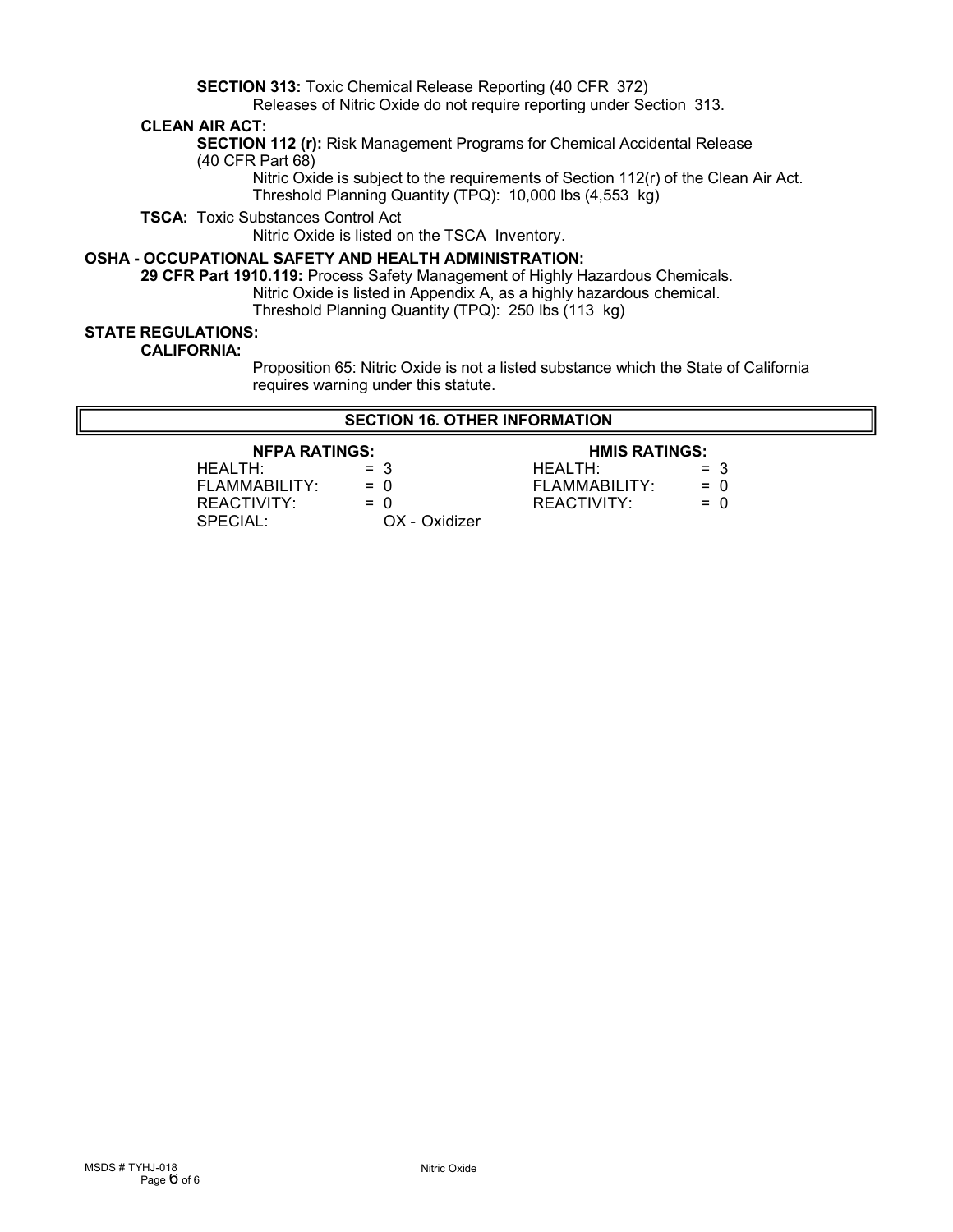**SECTION 313:** Toxic Chemical Release Reporting (40 CFR 372)

Releases of Nitric Oxide do not require reporting under Section 313.

**CLEAN AIR ACT:**

**SECTION 112 (r):** Risk Management Programs for Chemical Accidental Release (40 CFR Part 68)

Nitric Oxide is subject to the requirements of Section 112(r) of the Clean Air Act.
Threshold Planning Quantity (TPQ): 10,000 lbs (4,553 kg)

**TSCA:** Toxic Substances Control Act

Nitric Oxide is listed on the TSCA Inventory.

**OSHA - OCCUPATIONAL SAFETY AND HEALTH ADMINISTRATION:**

**29 CFR Part 1910.119:** Process Safety Management of Highly Hazardous Chemicals.

Nitric Oxide is listed in Appendix A, as a highly hazardous chemical.
Threshold Planning Quantity (TPQ): 250 lbs (113 kg)

**STATE REGULATIONS:**

**CALIFORNIA:**

Proposition 65: Nitric Oxide is not a listed substance which the State of California requires warning under this statute.

## SECTION 16. OTHER INFORMATION

**NFPA RATINGS:**

| | |
|---|---|
| HEALTH: | = 3 |
| FLAMMABILITY: | = 0 |
| REACTIVITY: | = 0 |
| SPECIAL: | OX - Oxidizer |

**HMIS RATINGS:**

| | |
|---|---|
| HEALTH: | = 3 |
| FLAMMABILITY: | = 0 |
| REACTIVITY: | = 0 |

MSDS # TYHJ-018